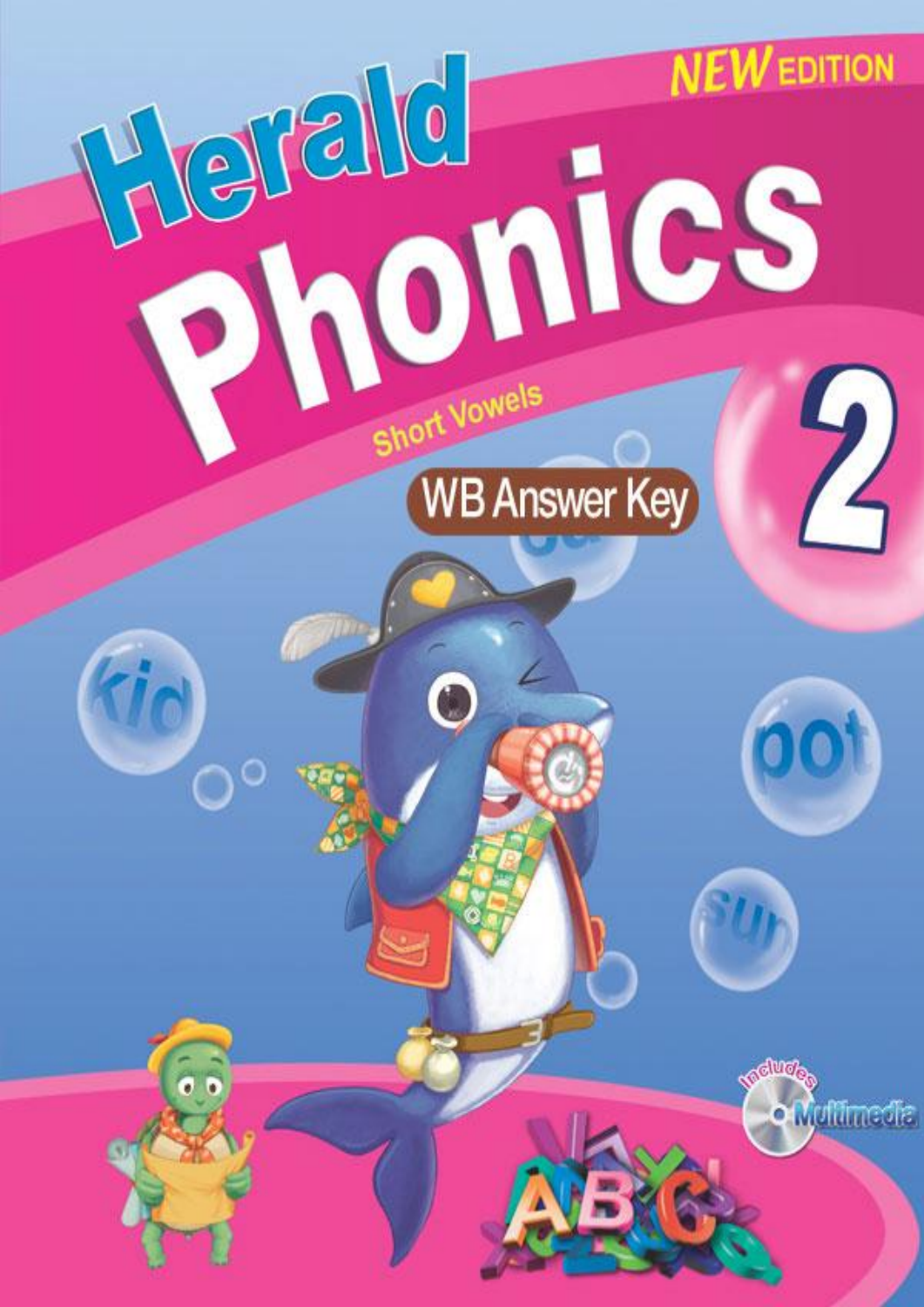NEW EDITION

# Herald Phonics 2

Short Vowels

WB Answer Key

Includes Multimedia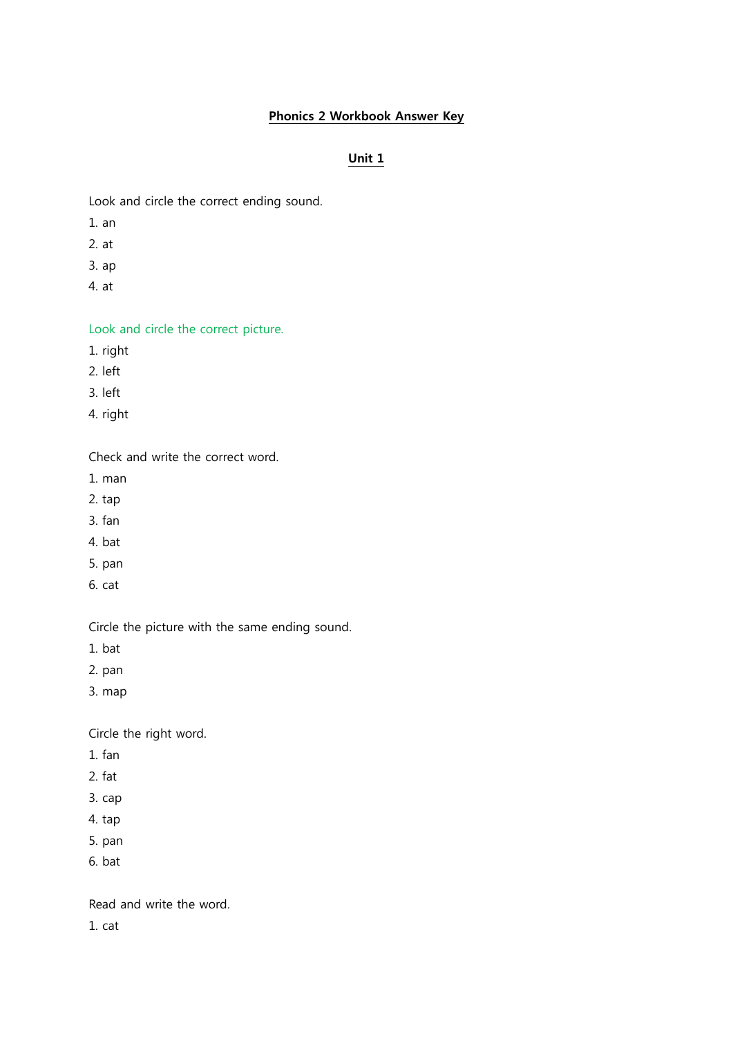# Phonics 2 Workbook Answer Key

## Unit 1

Look and circle the correct ending sound.

1. an
2. at
3. ap
4. at

Look and circle the correct picture.

1. right
2. left
3. left
4. right

Check and write the correct word.

1. man
2. tap
3. fan
4. bat
5. pan
6. cat

Circle the picture with the same ending sound.

1. bat
2. pan
3. map

Circle the right word.

1. fan
2. fat
3. cap
4. tap
5. pan
6. bat

Read and write the word.

1. cat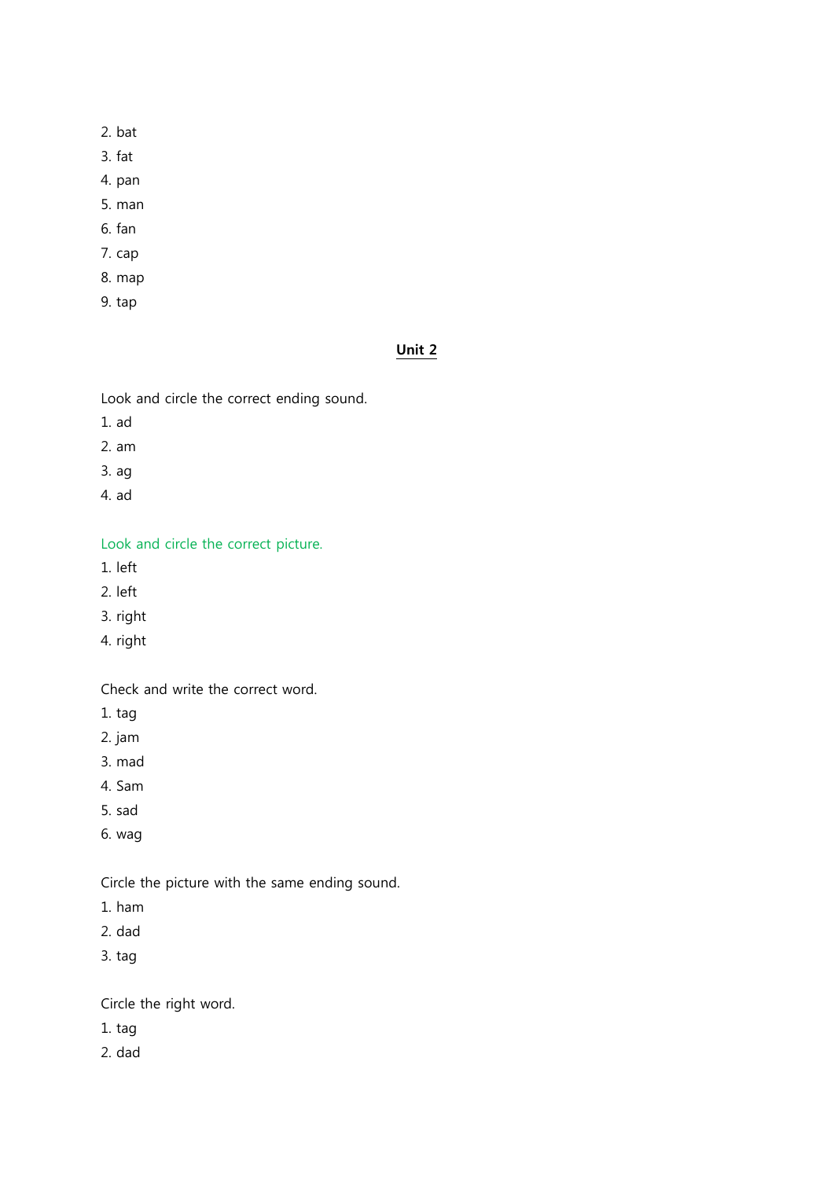2. bat
3. fat
4. pan
5. man
6. fan
7. cap
8. map
9. tap

## Unit 2

Look and circle the correct ending sound.

1. ad
2. am
3. ag
4. ad

Look and circle the correct picture.

1. left
2. left
3. right
4. right

Check and write the correct word.

1. tag
2. jam
3. mad
4. Sam
5. sad
6. wag

Circle the picture with the same ending sound.

1. ham
2. dad
3. tag

Circle the right word.

1. tag
2. dad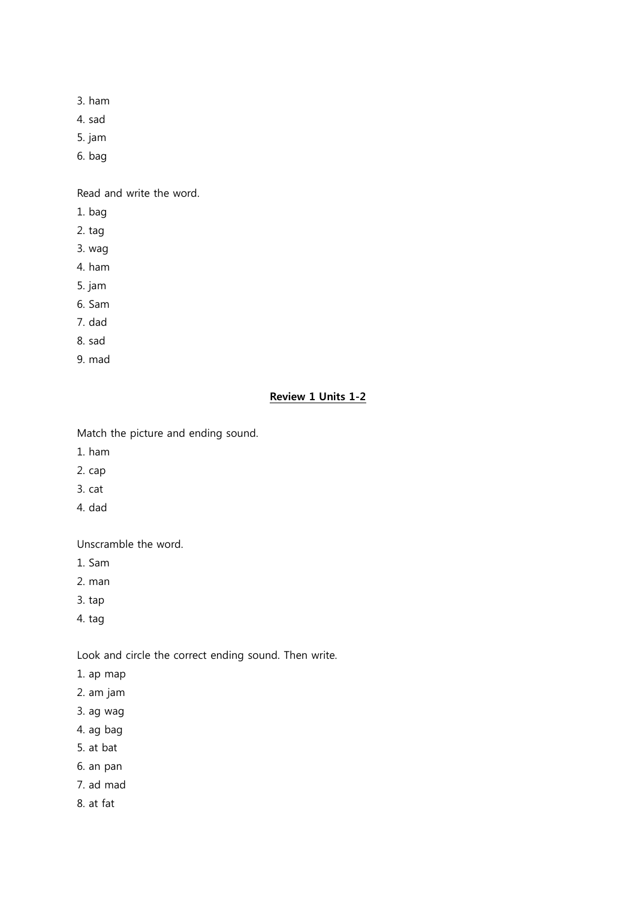3. ham
4. sad
5. jam
6. bag

Read and write the word.

1. bag
2. tag
3. wag
4. ham
5. jam
6. Sam
7. dad
8. sad
9. mad

## **Review 1 Units 1-2**

Match the picture and ending sound.

1. ham
2. cap
3. cat
4. dad

Unscramble the word.

1. Sam
2. man
3. tap
4. tag

Look and circle the correct ending sound. Then write.

1. ap map
2. am jam
3. ag wag
4. ag bag
5. at bat
6. an pan
7. ad mad
8. at fat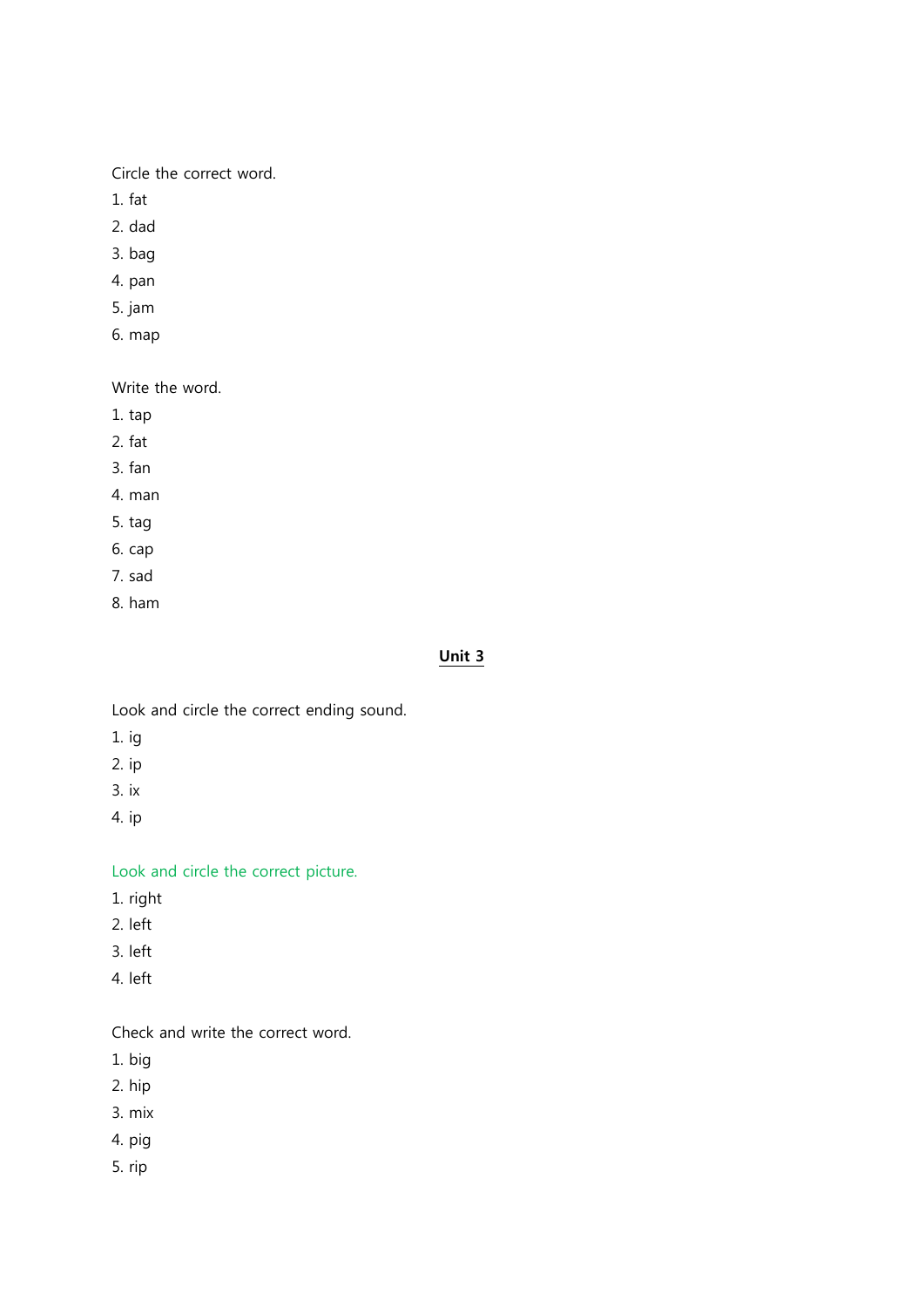Circle the correct word.

1. fat
2. dad
3. bag
4. pan
5. jam
6. map

Write the word.

1. tap
2. fat
3. fan
4. man
5. tag
6. cap
7. sad
8. ham

## **Unit 3**

Look and circle the correct ending sound.

1. ig
2. ip
3. ix
4. ip

Look and circle the correct picture.

1. right
2. left
3. left
4. left

Check and write the correct word.

1. big
2. hip
3. mix
4. pig
5. rip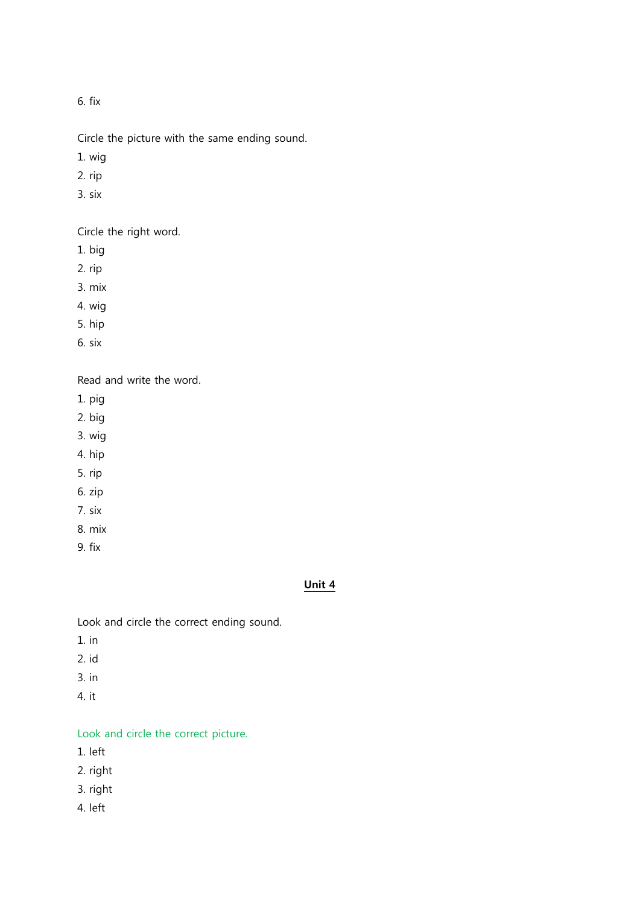6. fix

Circle the picture with the same ending sound.

1. wig
2. rip
3. six

Circle the right word.

1. big
2. rip
3. mix
4. wig
5. hip
6. six

Read and write the word.

1. pig
2. big
3. wig
4. hip
5. rip
6. zip
7. six
8. mix
9. fix

## Unit 4

Look and circle the correct ending sound.

1. in
2. id
3. in
4. it

Look and circle the correct picture.

1. left
2. right
3. right
4. left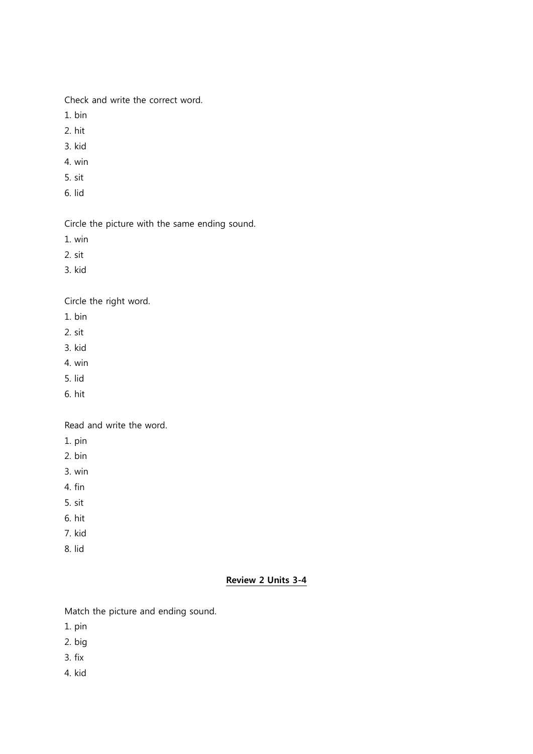Check and write the correct word.

1. bin
2. hit
3. kid
4. win
5. sit
6. lid

Circle the picture with the same ending sound.

1. win
2. sit
3. kid

Circle the right word.

1. bin
2. sit
3. kid
4. win
5. lid
6. hit

Read and write the word.

1. pin
2. bin
3. win
4. fin
5. sit
6. hit
7. kid
8. lid

## Review 2 Units 3-4

Match the picture and ending sound.

1. pin
2. big
3. fix
4. kid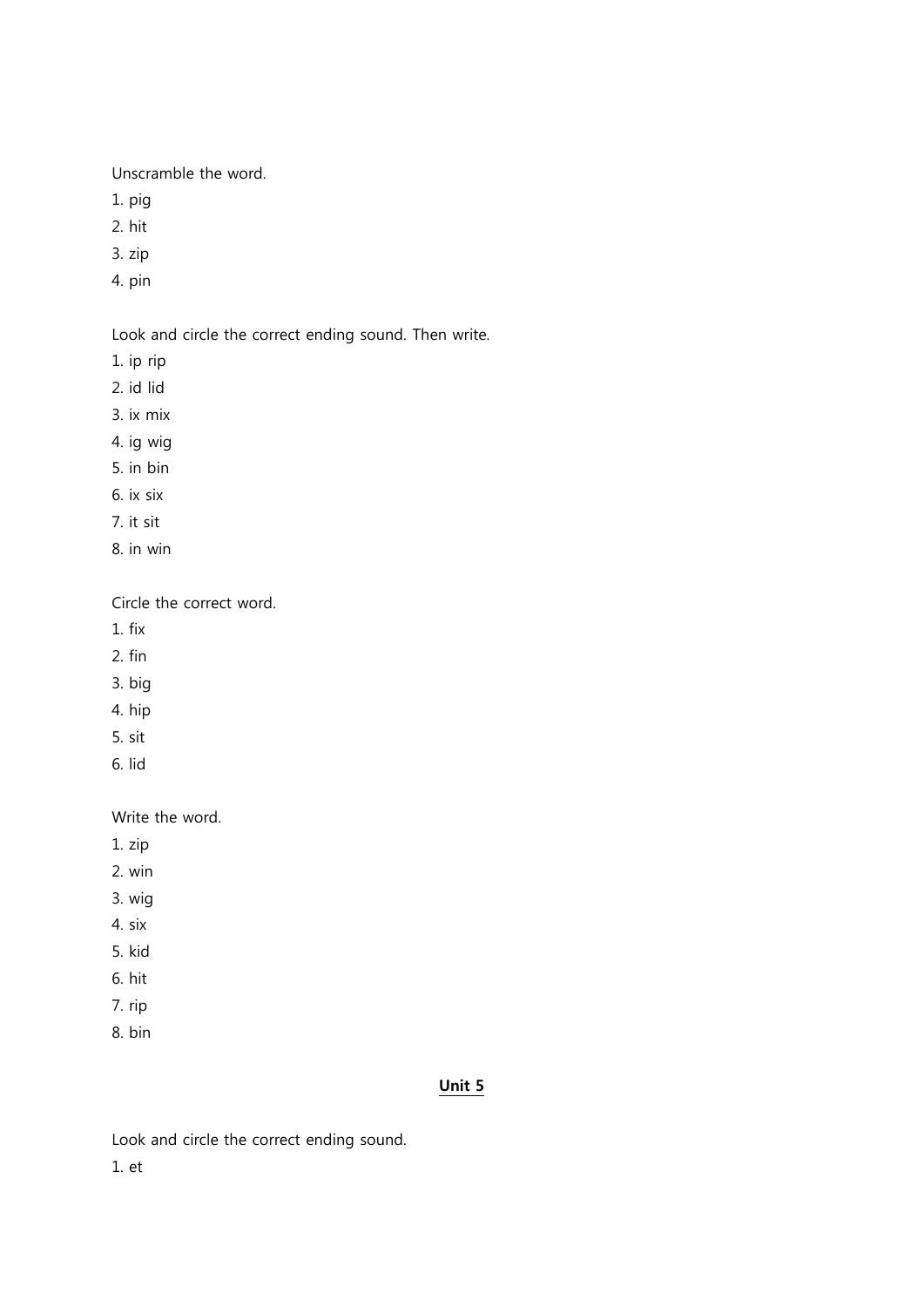Unscramble the word.

1. pig
2. hit
3. zip
4. pin

Look and circle the correct ending sound. Then write.

1. ip rip
2. id lid
3. ix mix
4. ig wig
5. in bin
6. ix six
7. it sit
8. in win

Circle the correct word.

1. fix
2. fin
3. big
4. hip
5. sit
6. lid

Write the word.

1. zip
2. win
3. wig
4. six
5. kid
6. hit
7. rip
8. bin

## Unit 5

Look and circle the correct ending sound.

1. et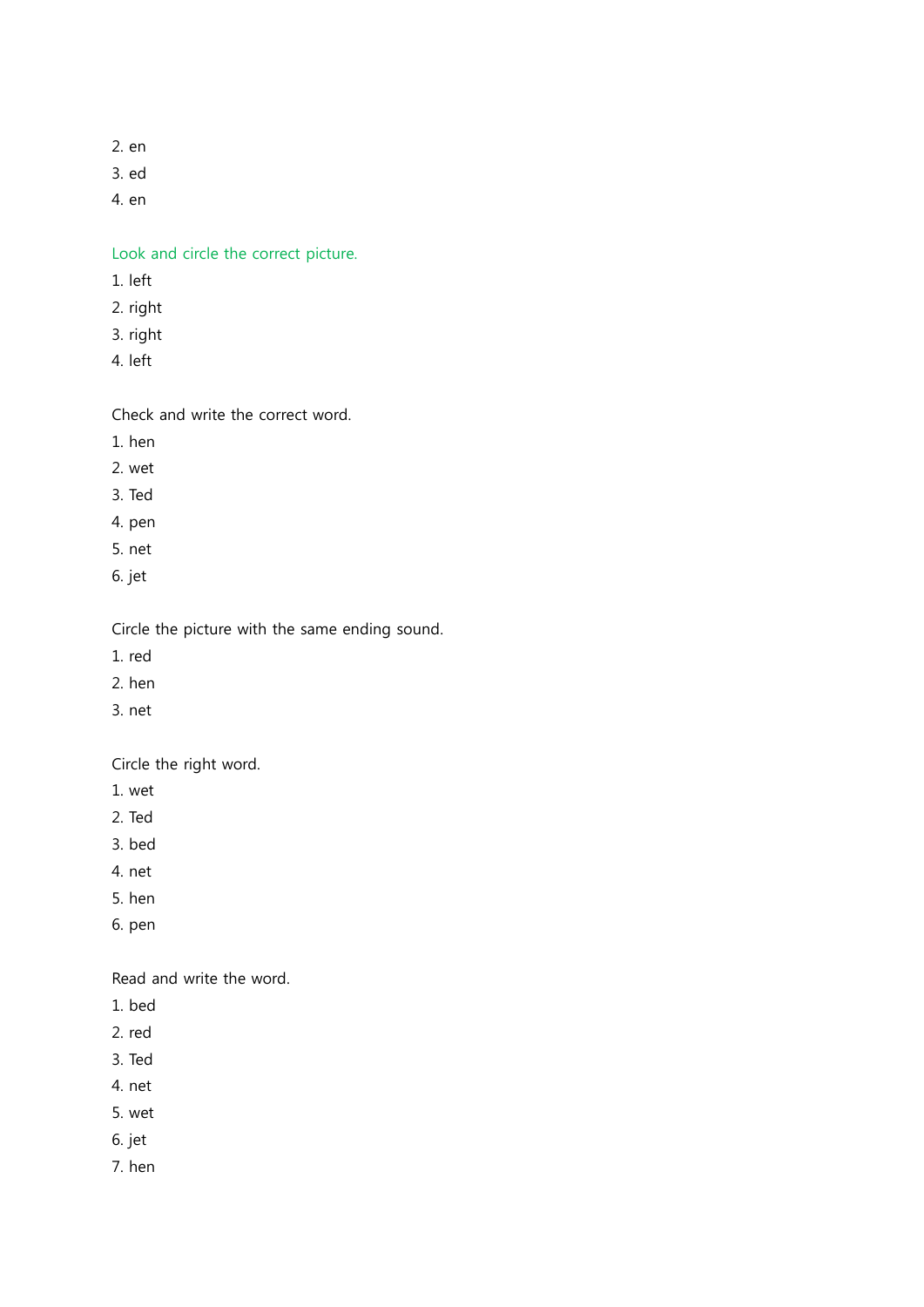2. en
3. ed
4. en

Look and circle the correct picture.

1. left
2. right
3. right
4. left

Check and write the correct word.

1. hen
2. wet
3. Ted
4. pen
5. net
6. jet

Circle the picture with the same ending sound.

1. red
2. hen
3. net

Circle the right word.

1. wet
2. Ted
3. bed
4. net
5. hen
6. pen

Read and write the word.

1. bed
2. red
3. Ted
4. net
5. wet
6. jet
7. hen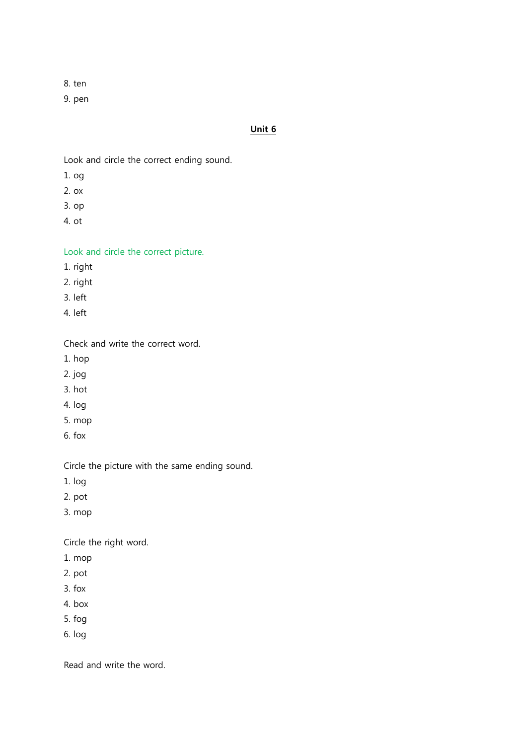8. ten
9. pen

## Unit 6

Look and circle the correct ending sound.

1. og
2. ox
3. op
4. ot

Look and circle the correct picture.

1. right
2. right
3. left
4. left

Check and write the correct word.

1. hop
2. jog
3. hot
4. log
5. mop
6. fox

Circle the picture with the same ending sound.

1. log
2. pot
3. mop

Circle the right word.

1. mop
2. pot
3. fox
4. box
5. fog
6. log

Read and write the word.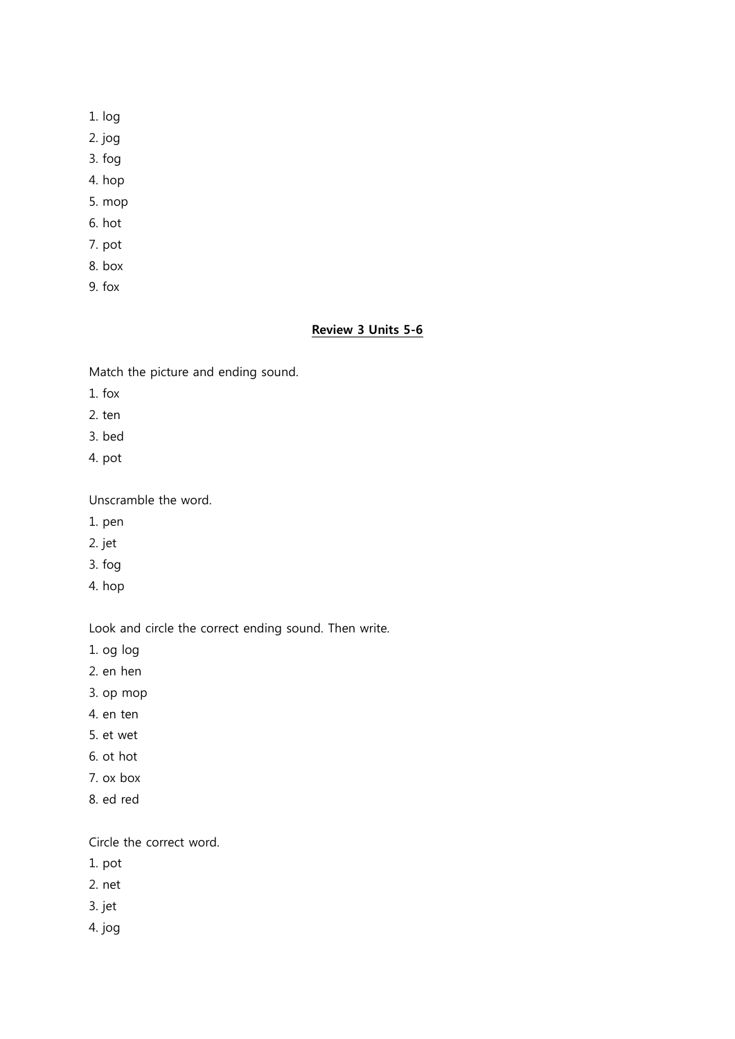1. log
2. jog
3. fog
4. hop
5. mop
6. hot
7. pot
8. box
9. fox

## Review 3 Units 5-6

Match the picture and ending sound.

1. fox
2. ten
3. bed
4. pot

Unscramble the word.

1. pen
2. jet
3. fog
4. hop

Look and circle the correct ending sound. Then write.

1. og log
2. en hen
3. op mop
4. en ten
5. et wet
6. ot hot
7. ox box
8. ed red

Circle the correct word.

1. pot
2. net
3. jet
4. jog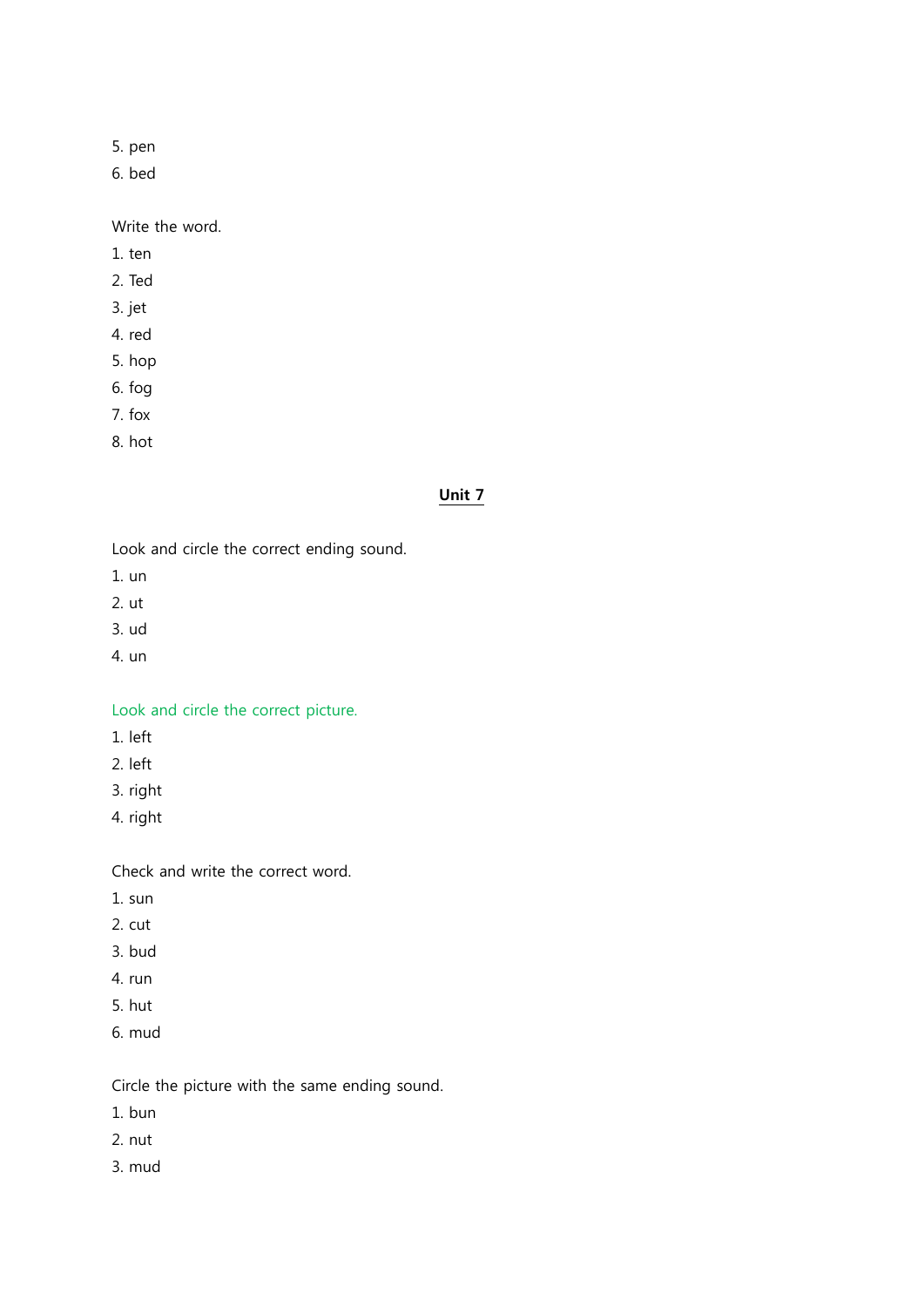5. pen
6. bed

Write the word.

1. ten
2. Ted
3. jet
4. red
5. hop
6. fog
7. fox
8. hot

## Unit 7

Look and circle the correct ending sound.

1. un
2. ut
3. ud
4. un

Look and circle the correct picture.

1. left
2. left
3. right
4. right

Check and write the correct word.

1. sun
2. cut
3. bud
4. run
5. hut
6. mud

Circle the picture with the same ending sound.

1. bun
2. nut
3. mud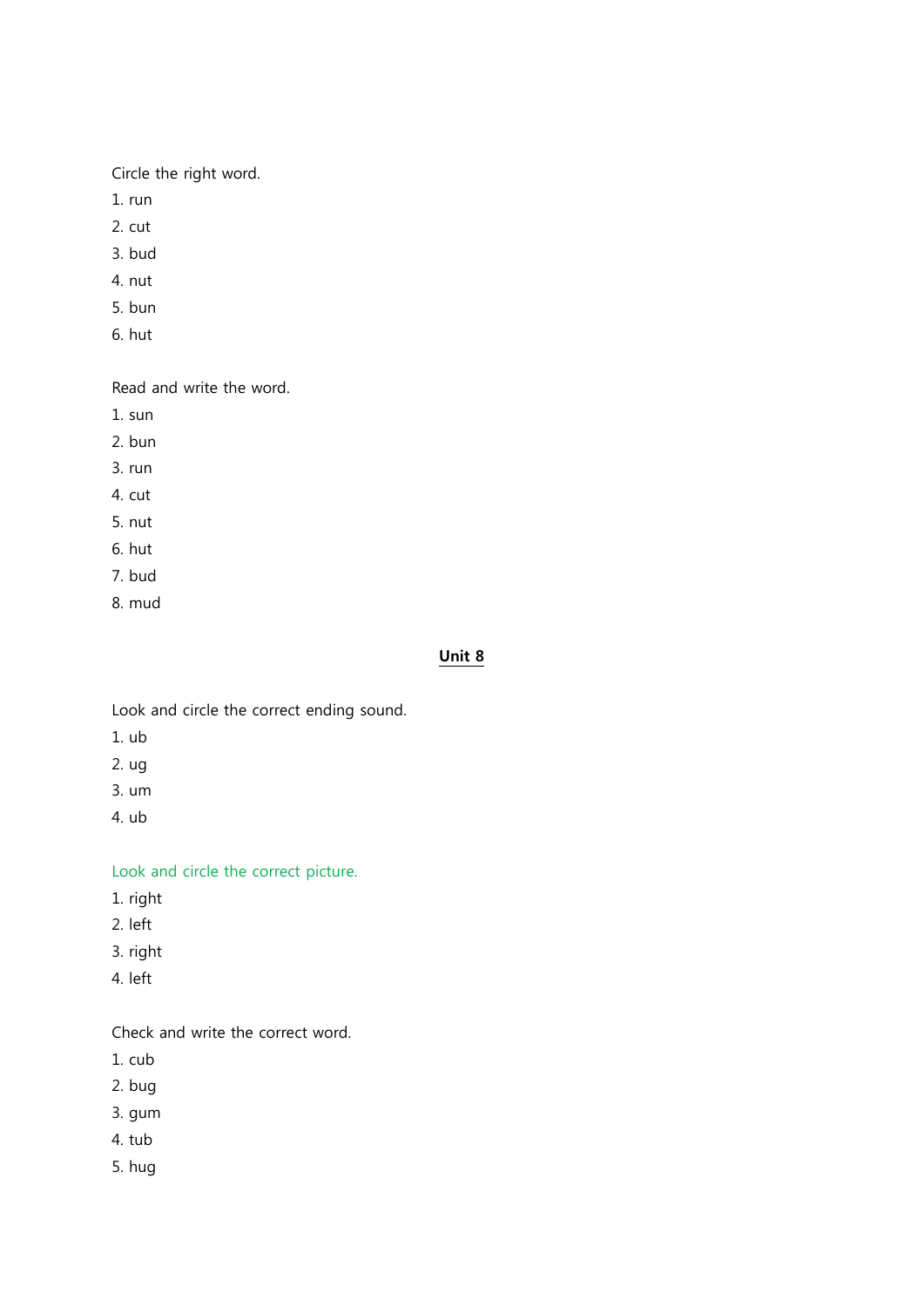Circle the right word.

1. run
2. cut
3. bud
4. nut
5. bun
6. hut

Read and write the word.

1. sun
2. bun
3. run
4. cut
5. nut
6. hut
7. bud
8. mud

## Unit 8

Look and circle the correct ending sound.

1. ub
2. ug
3. um
4. ub

Look and circle the correct picture.

1. right
2. left
3. right
4. left

Check and write the correct word.

1. cub
2. bug
3. gum
4. tub
5. hug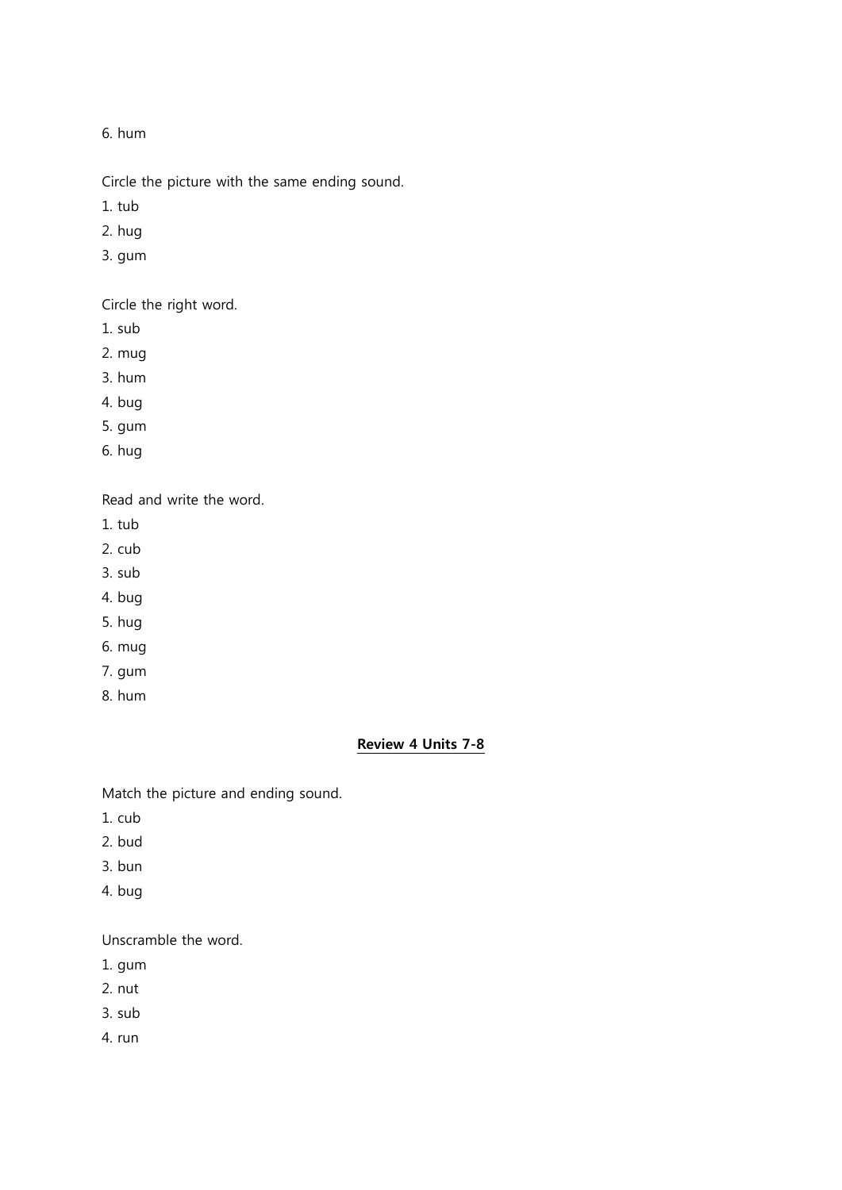6. hum

Circle the picture with the same ending sound.

1. tub
2. hug
3. gum

Circle the right word.

1. sub
2. mug
3. hum
4. bug
5. gum
6. hug

Read and write the word.

1. tub
2. cub
3. sub
4. bug
5. hug
6. mug
7. gum
8. hum

## Review 4 Units 7-8

Match the picture and ending sound.

1. cub
2. bud
3. bun
4. bug

Unscramble the word.

1. gum
2. nut
3. sub
4. run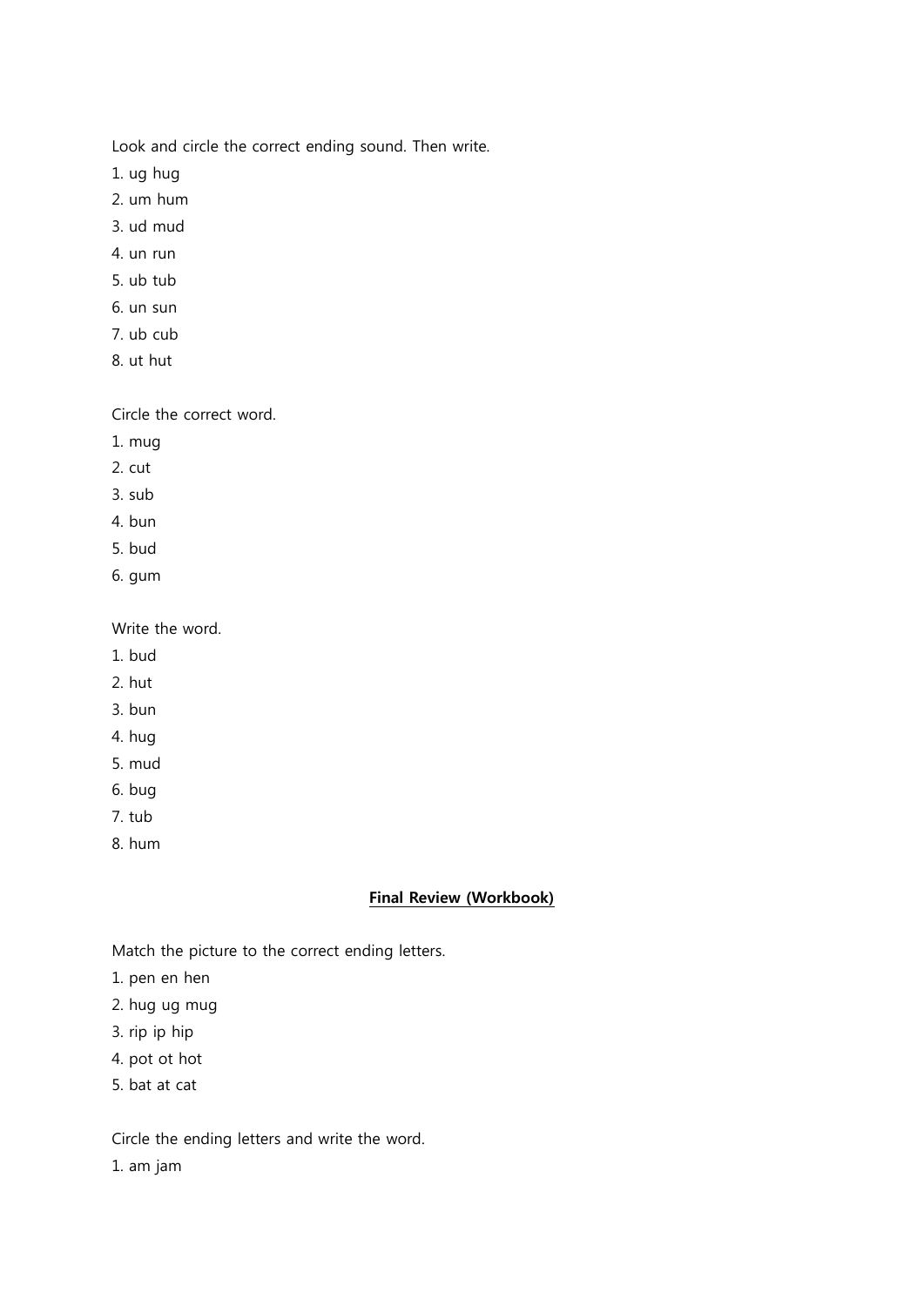Look and circle the correct ending sound. Then write.

1. ug hug
2. um hum
3. ud mud
4. un run
5. ub tub
6. un sun
7. ub cub
8. ut hut

Circle the correct word.

1. mug
2. cut
3. sub
4. bun
5. bud
6. gum

Write the word.

1. bud
2. hut
3. bun
4. hug
5. mud
6. bug
7. tub
8. hum

## **Final Review (Workbook)**

Match the picture to the correct ending letters.

1. pen en hen
2. hug ug mug
3. rip ip hip
4. pot ot hot
5. bat at cat

Circle the ending letters and write the word.

1. am jam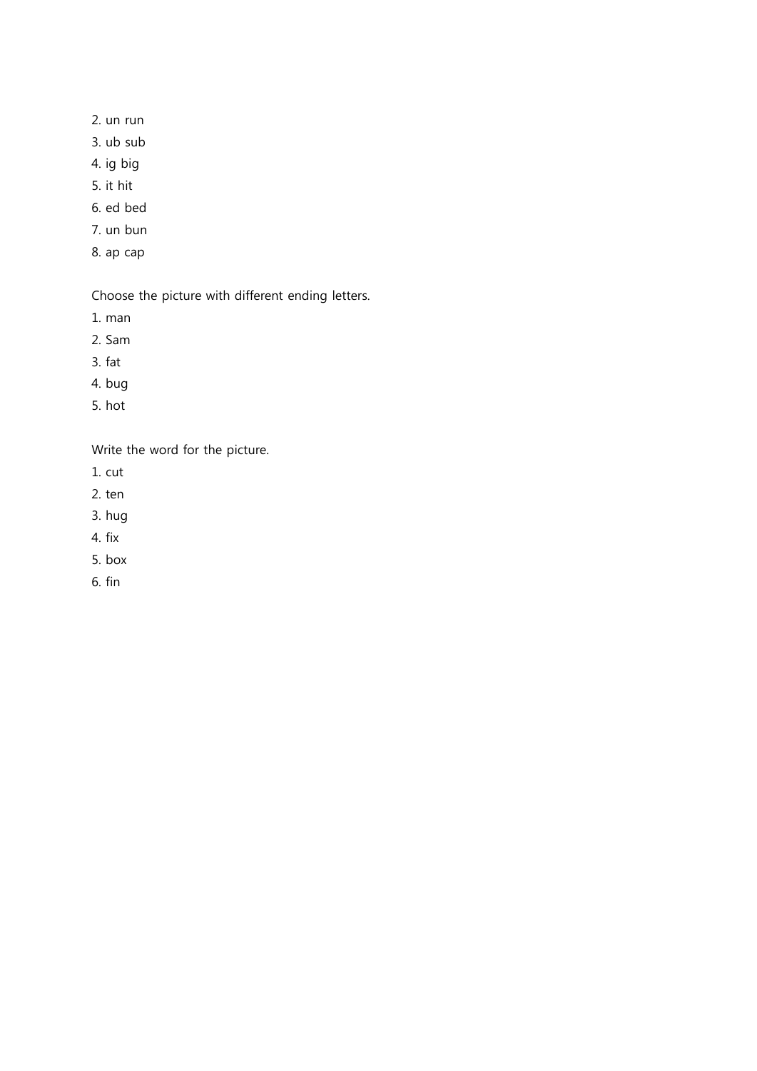2. un run
3. ub sub
4. ig big
5. it hit
6. ed bed
7. un bun
8. ap cap

Choose the picture with different ending letters.

1. man
2. Sam
3. fat
4. bug
5. hot

Write the word for the picture.

1. cut
2. ten
3. hug
4. fix
5. box
6. fin